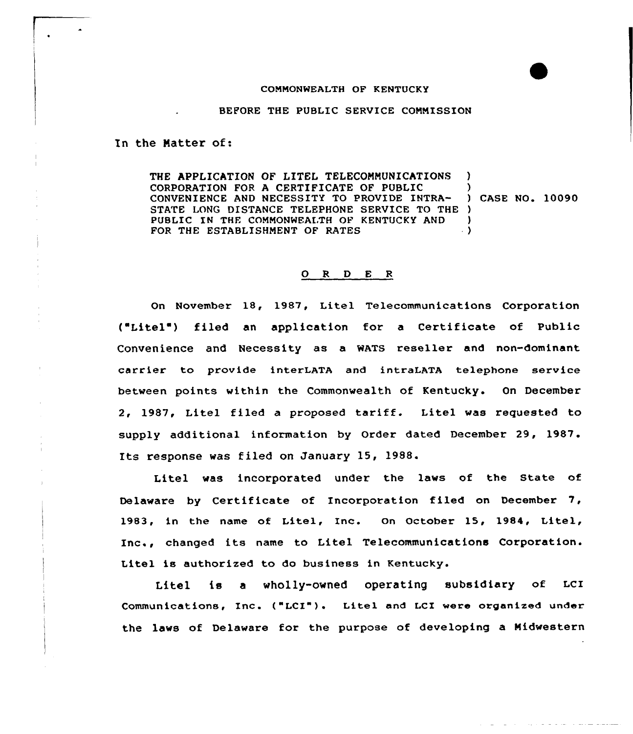COMMONWEALTH OF KENTUCKY

BEFORE THE PUBLIC SERVICE COMMISSION

In the Matter of:

| | | |
|---|---|---|
| THE APPLICATION OF LITEL TELECOMMUNICATIONS CORPORATION FOR A CERTIFICATE OF PUBLIC CONVENIENCE AND NECESSITY TO PROVIDE INTRA-STATE LONG DISTANCE TELEPHONE SERVICE TO THE PUBLIC IN THE COMMONWEALTH OF KENTUCKY AND FOR THE ESTABLISHMENT OF RATES | ) | CASE NO. 10090 |

## O R D E R

On November 18, 1987, Litel Telecommunications Corporation ("Litel") filed an application for a Certificate of Public Convenience and Necessity as a WATS reseller and non-dominant carrier to provide interLATA and intraLATA telephone service between points within the Commonwealth of Kentucky. On December 2, 1987, Litel filed a proposed tariff. Litel was requested to supply additional information by Order dated December 29, 1987. Its response was filed on January 15, 1988.

Litel was incorporated under the laws of the State of Delaware by Certificate of Incorporation filed on December 7, 1983, in the name of Litel, Inc. On October 15, 1984, Litel, Inc., changed its name to Litel Telecommunications Corporation. Litel is authorized to do business in Kentucky.

Litel is a wholly-owned operating subsidiary of LCI Communications, Inc. ("LCI"). Litel and LCI were organized under the laws of Delaware for the purpose of developing a Midwestern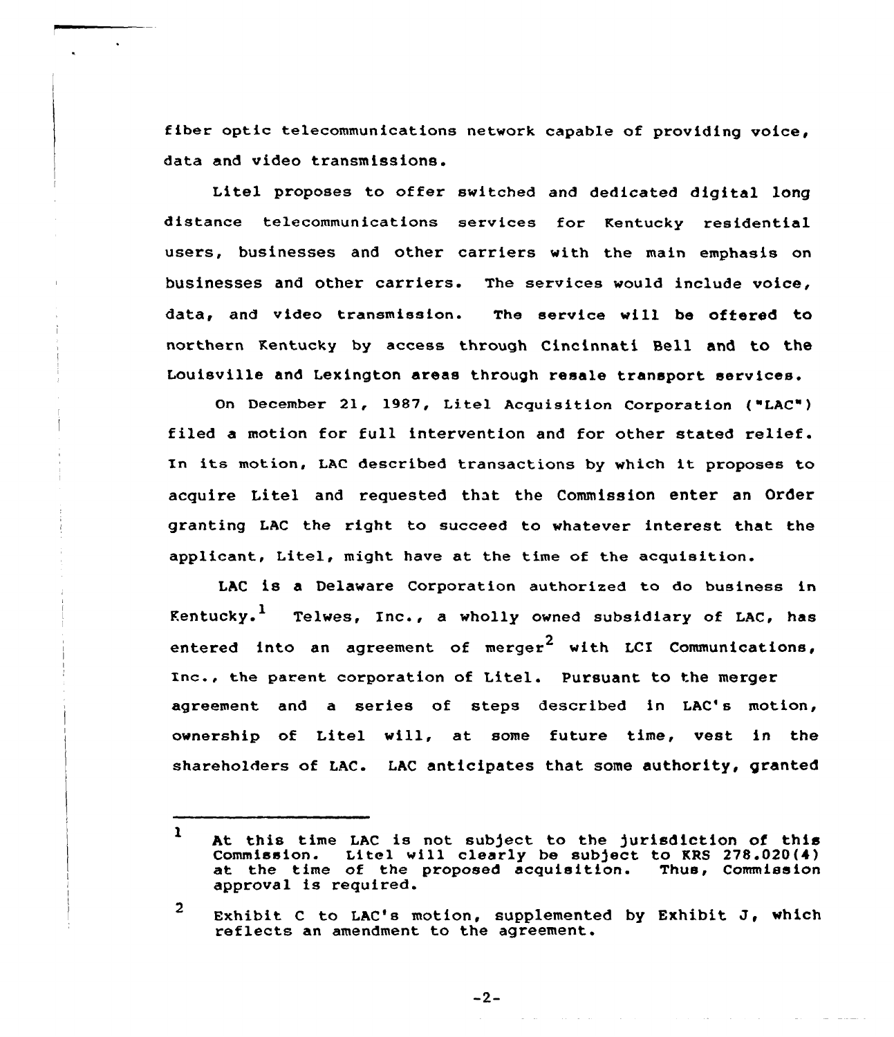fiber optic telecommunications network capable of providing voice, data and video transmissions.

Litel proposes to offer switched and dedicated digital long distance telecommunications services for Kentucky residential users, businesses and other carriers with the main emphasis on businesses and other carriers. The services would include voice, data, and video transmission. The service will be offered to northern Kentucky by access through Cincinnati Bell and to the Louisville and Lexington areas through resale transport services.

On December 21, 1987, Litel Acquisition Corporation ("LAC") filed a motion for full intervention and for other stated relief. In its motion, LAC described transactions by which it proposes to acquire Litel and requested that the Commission enter an Order granting LAC the right to succeed to whatever interest that the applicant, Litel, might have at the time of the acquisition.

LAC is a Delaware Corporation authorized to do business in Kentucky.[1] Telwes, Inc., a wholly owned subsidiary of LAC, has entered into an agreement of merger[2] with LCI Communications, Inc., the parent corporation of Litel. Pursuant to the merger agreement and a series of steps described in LAC's motion, ownership of Litel will, at some future time, vest in the shareholders of LAC. LAC anticipates that some authority, granted

---

[1] At this time LAC is not subject to the jurisdiction of this Commission. Litel will clearly be subject to KRS 278.020(4) at the time of the proposed acquisition. Thus, Commission approval is required.

[2] Exhibit C to LAC's motion, supplemented by Exhibit J, which reflects an amendment to the agreement.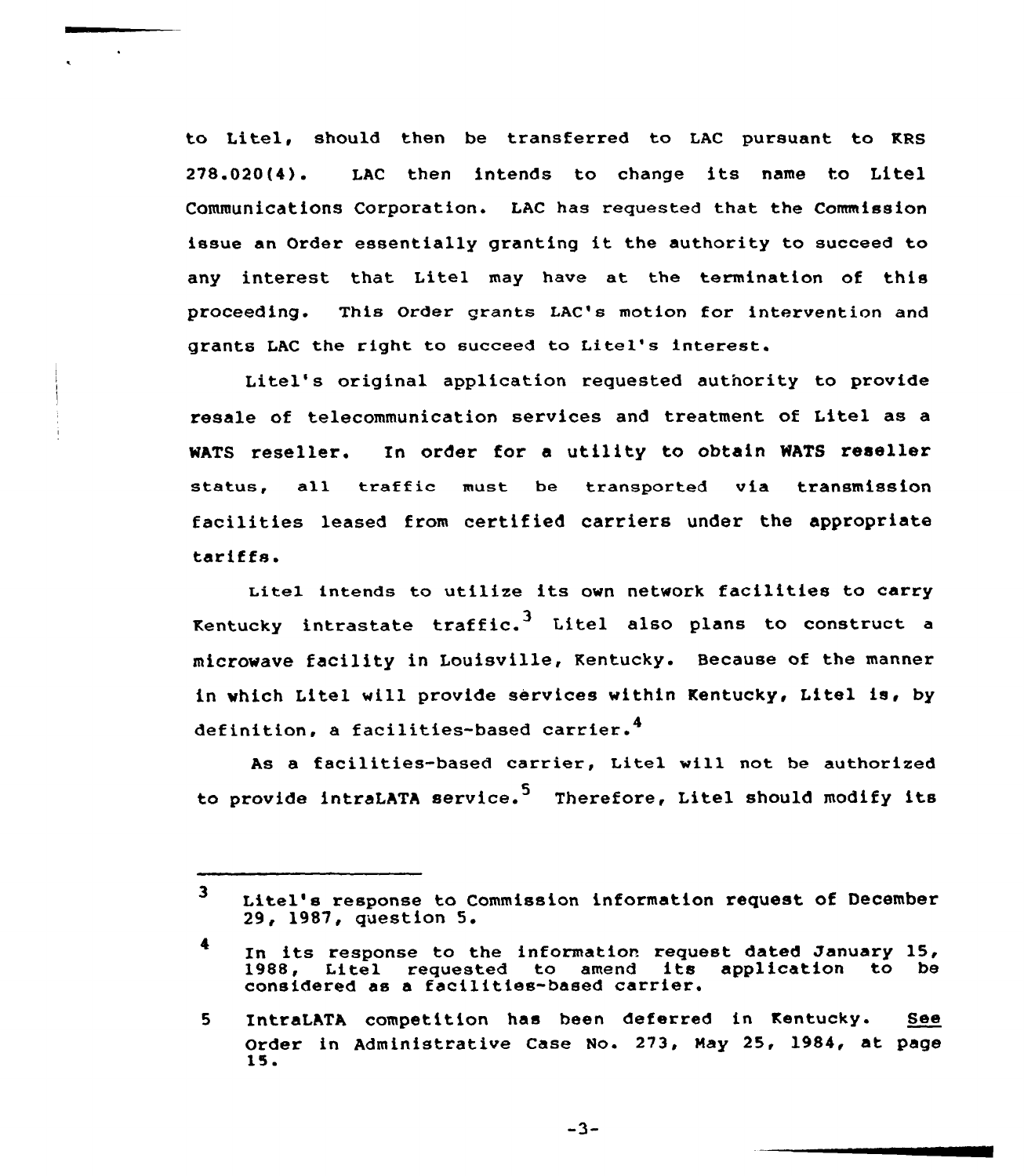to Litel, should then be transferred to LAC pursuant to KRS 278.020(4). LAC then intends to change its name to Litel Communications Corporation. LAC has requested that the Commission issue an Order essentially granting it the authority to succeed to any interest that Litel may have at the termination of this proceeding. This Order grants LAC's motion for intervention and grants LAC the right to succeed to Litel's interest.

Litel's original application requested authority to provide resale of telecommunication services and treatment of Litel as a WATS reseller. In order for a utility to obtain WATS reseller status, all traffic must be transported via transmission facilities leased from certified carriers under the appropriate tariffs.

Litel intends to utilize its own network facilities to carry Kentucky intrastate traffic.[3] Litel also plans to construct a microwave facility in Louisville, Kentucky. Because of the manner in which Litel will provide services within Kentucky, Litel is, by definition, a facilities-based carrier.[4]

As a facilities-based carrier, Litel will not be authorized to provide intraLATA service.[5] Therefore, Litel should modify its

---

[3] Litel's response to Commission information request of December 29, 1987, question 5.

[4] In its response to the information request dated January 15, 1988, Litel requested to amend its application to be considered as a facilities-based carrier.

[5] IntraLATA competition has been deferred in Kentucky. See Order in Administrative Case No. 273, May 25, 1984, at page 15.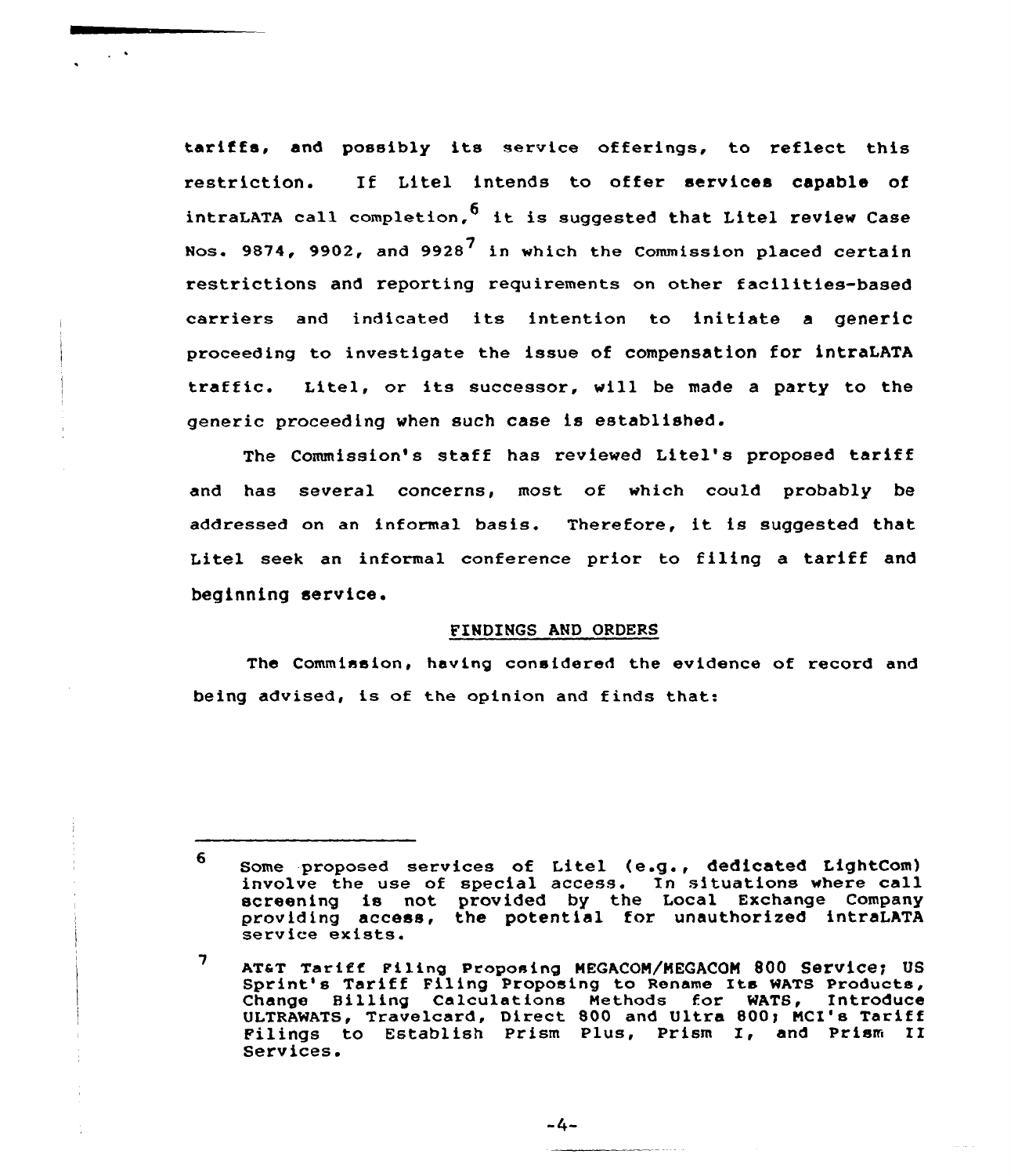tariffs, and possibly its service offerings, to reflect this restriction. If Litel intends to offer services capable of intraLATA call completion,[6] it is suggested that Litel review Case Nos. 9874, 9902, and 9928[7] in which the Commission placed certain restrictions and reporting requirements on other facilities-based carriers and indicated its intention to initiate a generic proceeding to investigate the issue of compensation for intraLATA traffic. Litel, or its successor, will be made a party to the generic proceeding when such case is established.

The Commission's staff has reviewed Litel's proposed tariff and has several concerns, most of which could probably be addressed on an informal basis. Therefore, it is suggested that Litel seek an informal conference prior to filing a tariff and beginning service.

## FINDINGS AND ORDERS

The Commission, having considered the evidence of record and being advised, is of the opinion and finds that:

---

[6] Some proposed services of Litel (e.g., dedicated LightCom) involve the use of special access. In situations where call screening is not provided by the Local Exchange Company providing access, the potential for unauthorized intraLATA service exists.

[7] AT&T Tariff Filing Proposing MEGACOM/MEGACOM 800 Service; US Sprint's Tariff Filing Proposing to Rename Its WATS Products, Change Billing Calculations Methods for WATS, Introduce ULTRAWATS, Travelcard, Direct 800 and Ultra 800; MCI's Tariff Filings to Establish Prism Plus, Prism I, and Prism II Services.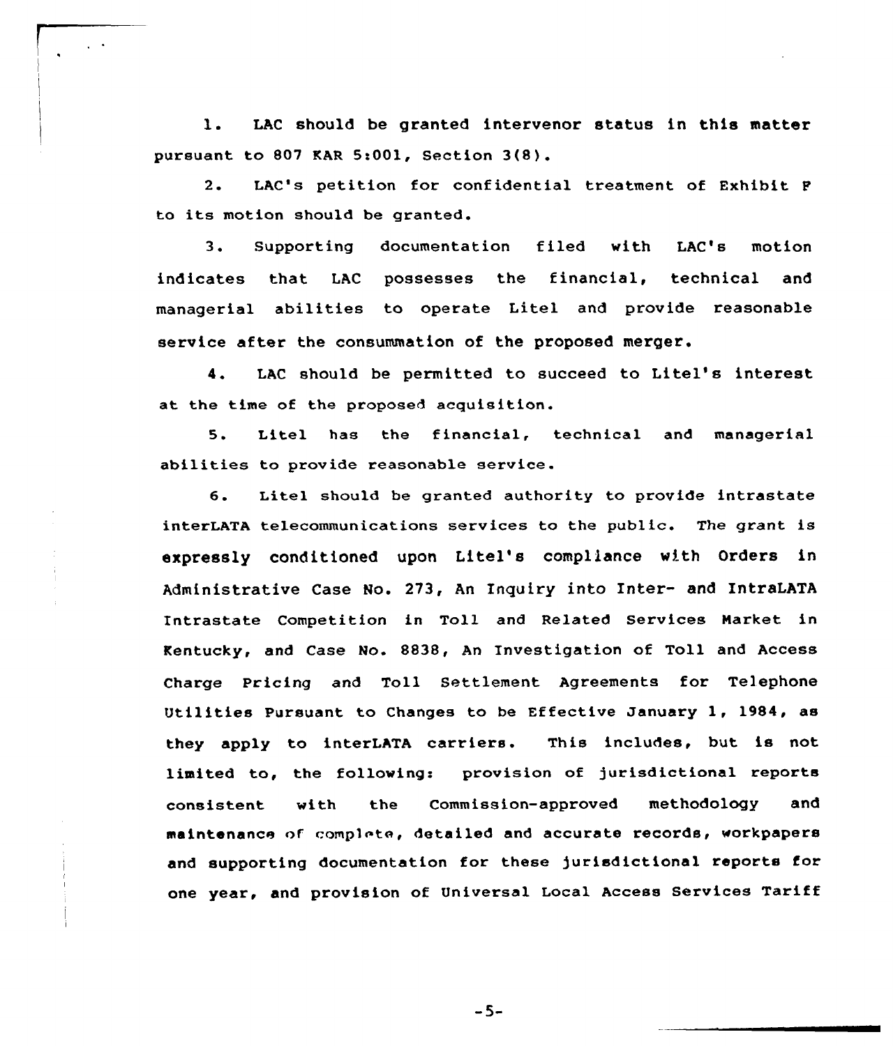1. LAC should be granted intervenor status in this matter pursuant to 807 KAR 5:001, Section 3(8).

2. LAC's petition for confidential treatment of Exhibit F to its motion should be granted.

3. Supporting documentation filed with LAC's motion indicates that LAC possesses the financial, technical and managerial abilities to operate Litel and provide reasonable service after the consummation of the proposed merger.

4. LAC should be permitted to succeed to Litel's interest at the time of the proposed acquisition.

5. Litel has the financial, technical and managerial abilities to provide reasonable service.

6. Litel should be granted authority to provide intrastate interLATA telecommunications services to the public. The grant is expressly conditioned upon Litel's compliance with Orders in Administrative Case No. 273, An Inquiry into Inter- and IntraLATA Intrastate Competition in Toll and Related Services Market in Kentucky, and Case No. 8838, An Investigation of Toll and Access Charge Pricing and Toll Settlement Agreements for Telephone Utilities Pursuant to Changes to be Effective January 1, 1984, as they apply to interLATA carriers. This includes, but is not limited to, the following: provision of jurisdictional reports consistent with the Commission-approved methodology and maintenance of complete, detailed and accurate records, workpapers and supporting documentation for these jurisdictional reports for one year, and provision of Universal Local Access Services Tariff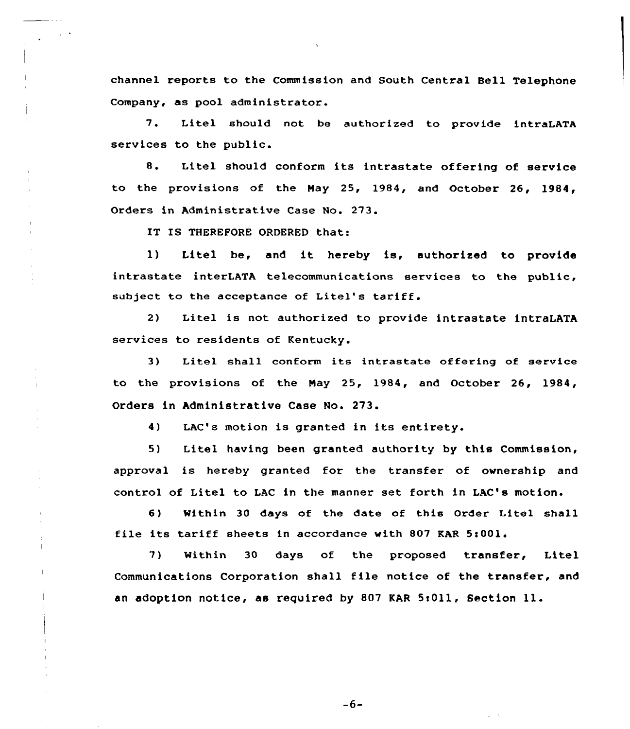channel reports to the Commission and South Central Bell Telephone Company, as pool administrator.

7. Litel should not be authorized to provide intraLATA services to the public.

8. Litel should conform its intrastate offering of service to the provisions of the May 25, 1984, and October 26, 1984, Orders in Administrative Case No. 273.

IT IS THEREFORE ORDERED that:

1) Litel be, and it hereby is, authorized to provide intrastate interLATA telecommunications services to the public, subject to the acceptance of Litel's tariff.

2) Litel is not authorized to provide intrastate intraLATA services to residents of Kentucky.

3) Litel shall conform its intrastate offering of service to the provisions of the May 25, 1984, and October 26, 1984, Orders in Administrative Case No. 273.

4) LAC's motion is granted in its entirety.

5) Litel having been granted authority by this Commission, approval is hereby granted for the transfer of ownership and control of Litel to LAC in the manner set forth in LAC's motion.

6) Within 30 days of the date of this Order Litel shall file its tariff sheets in accordance with 807 KAR 5:001.

7) Within 30 days of the proposed transfer, Litel Communications Corporation shall file notice of the transfer, and an adoption notice, as required by 807 KAR 5:011, Section 11.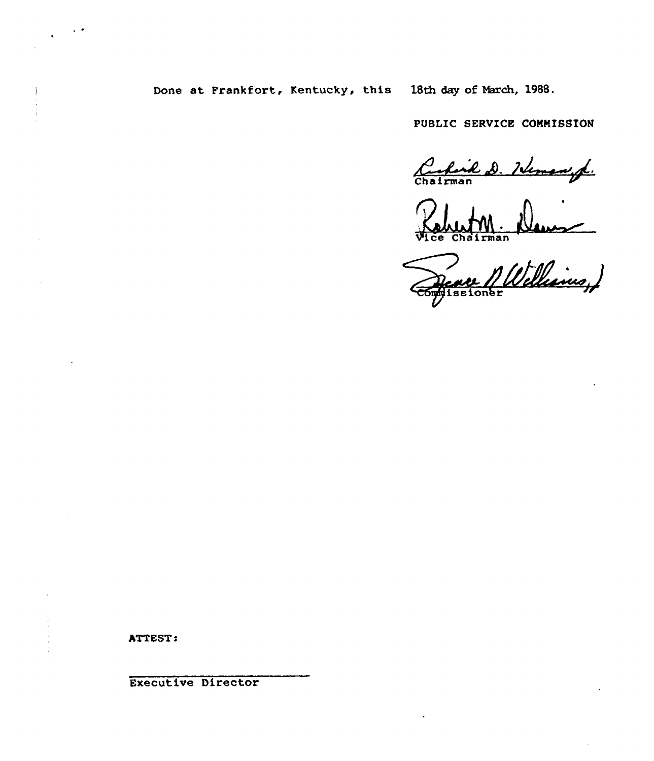Done at Frankfort, Kentucky, this 18th day of March, 1988.

PUBLIC SERVICE COMMISSION

Chairman

Vice Chairman

Commissioner

ATTEST:

Executive Director